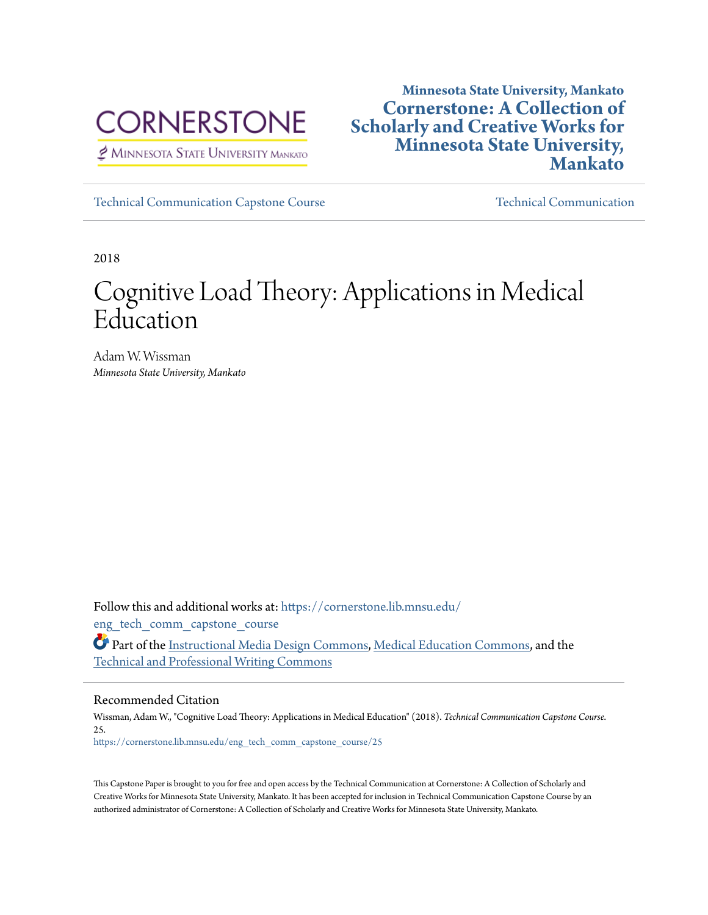CORNERSTONE

Minnesota State University Mankato

**Minnesota State University, Mankato**

**Cornerstone: A Collection of Scholarly and Creative Works for Minnesota State University, Mankato**

Technical Communication Capstone Course | Technical Communication

2018

# Cognitive Load Theory: Applications in Medical Education

Adam W. Wissman
*Minnesota State University, Mankato*

Follow this and additional works at: https://cornerstone.lib.mnsu.edu/eng_tech_comm_capstone_course

Part of the Instructional Media Design Commons, Medical Education Commons, and the Technical and Professional Writing Commons

## Recommended Citation

Wissman, Adam W., "Cognitive Load Theory: Applications in Medical Education" (2018). *Technical Communication Capstone Course*. 25.
https://cornerstone.lib.mnsu.edu/eng_tech_comm_capstone_course/25

This Capstone Paper is brought to you for free and open access by the Technical Communication at Cornerstone: A Collection of Scholarly and Creative Works for Minnesota State University, Mankato. It has been accepted for inclusion in Technical Communication Capstone Course by an authorized administrator of Cornerstone: A Collection of Scholarly and Creative Works for Minnesota State University, Mankato.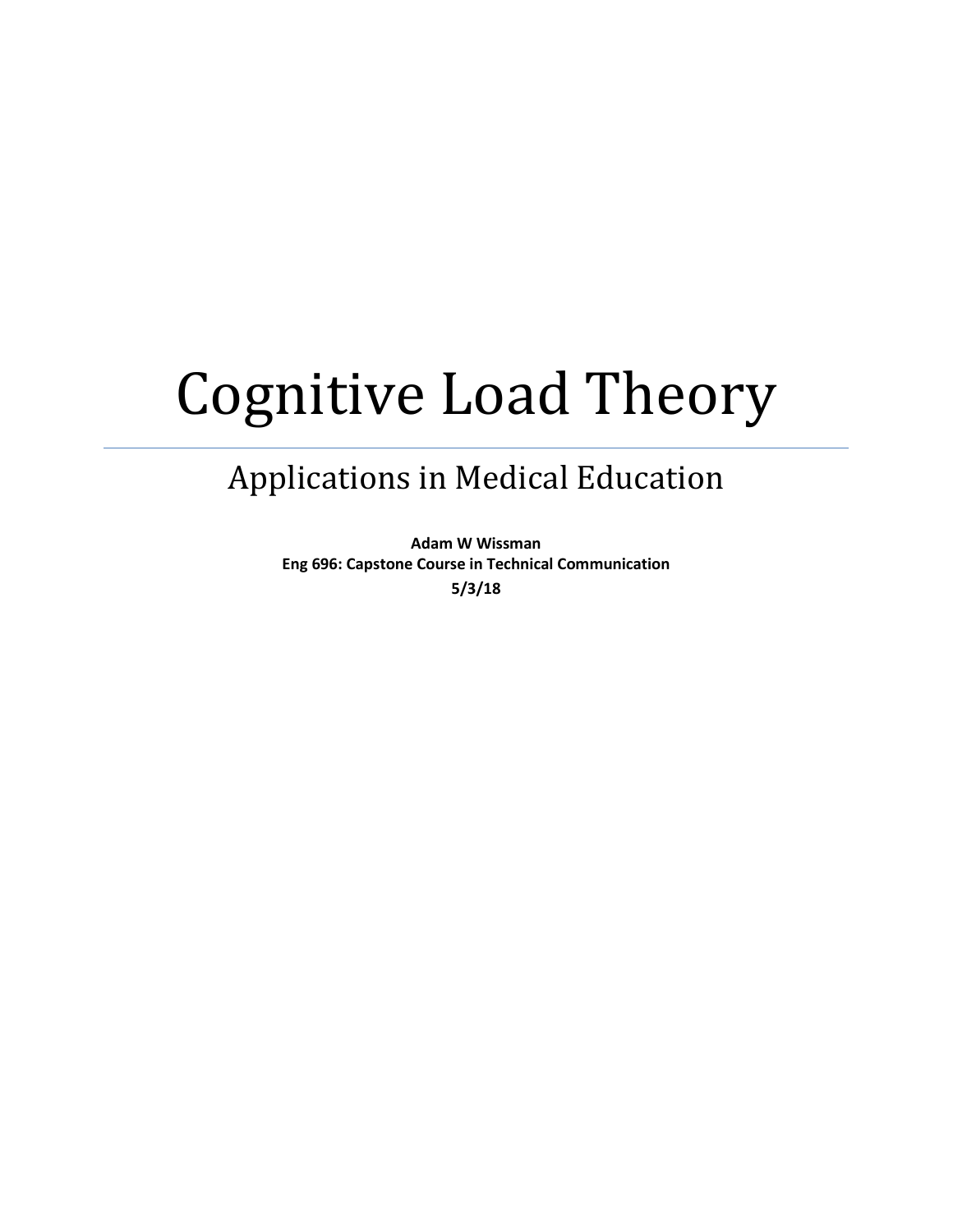# Cognitive Load Theory

## Applications in Medical Education

**Adam W Wissman**
**Eng 696: Capstone Course in Technical Communication**
**5/3/18**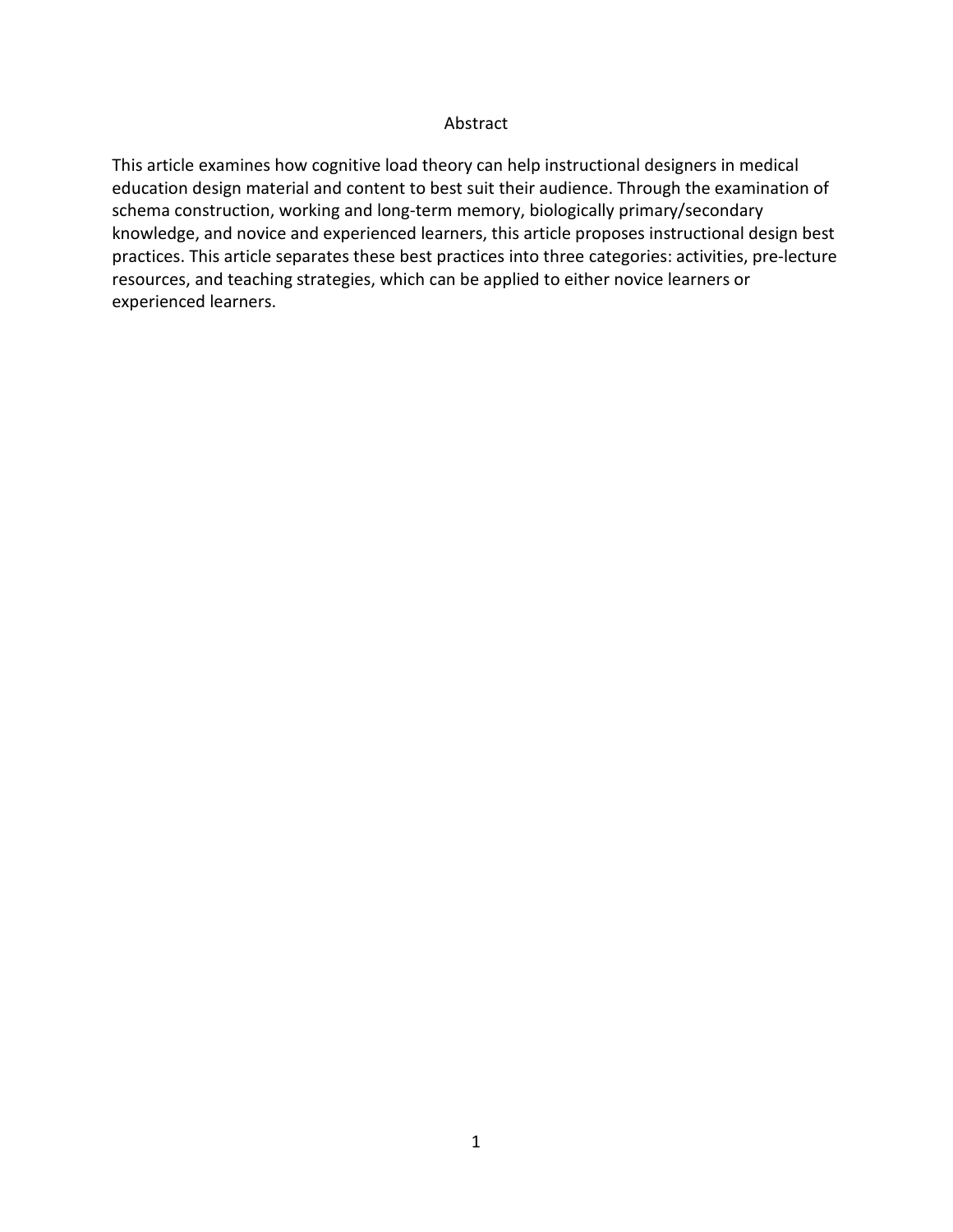# Abstract

This article examines how cognitive load theory can help instructional designers in medical education design material and content to best suit their audience. Through the examination of schema construction, working and long-term memory, biologically primary/secondary knowledge, and novice and experienced learners, this article proposes instructional design best practices. This article separates these best practices into three categories: activities, pre-lecture resources, and teaching strategies, which can be applied to either novice learners or experienced learners.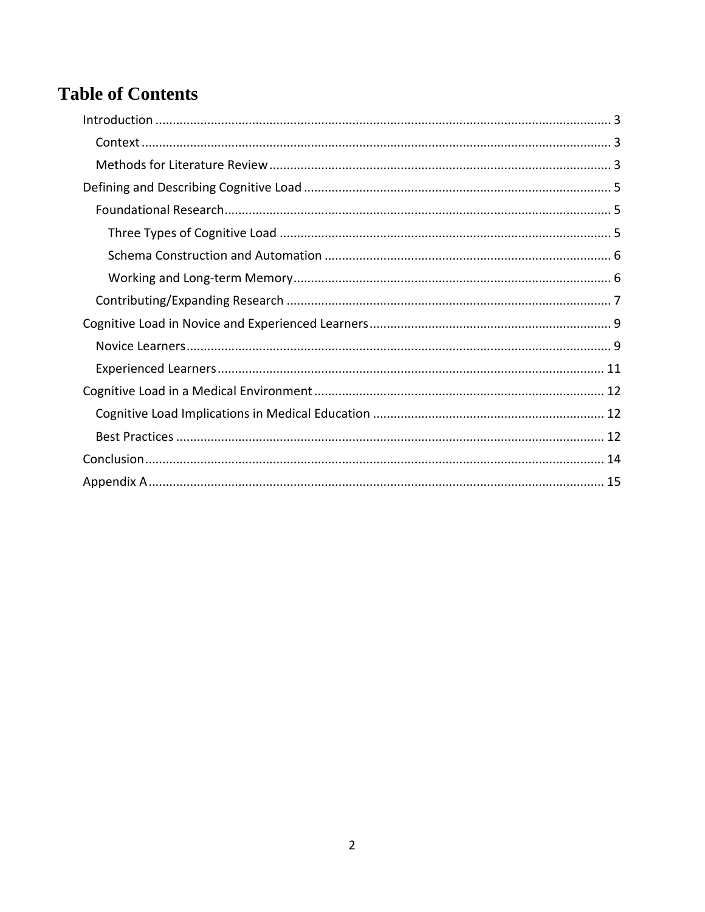# Table of Contents

- Introduction ........ 3
  - Context ........ 3
  - Methods for Literature Review ........ 3
- Defining and Describing Cognitive Load ........ 5
  - Foundational Research ........ 5
    - Three Types of Cognitive Load ........ 5
    - Schema Construction and Automation ........ 6
    - Working and Long-term Memory ........ 6
  - Contributing/Expanding Research ........ 7
- Cognitive Load in Novice and Experienced Learners ........ 9
  - Novice Learners ........ 9
  - Experienced Learners ........ 11
- Cognitive Load in a Medical Environment ........ 12
  - Cognitive Load Implications in Medical Education ........ 12
  - Best Practices ........ 12
- Conclusion ........ 14
- Appendix A ........ 15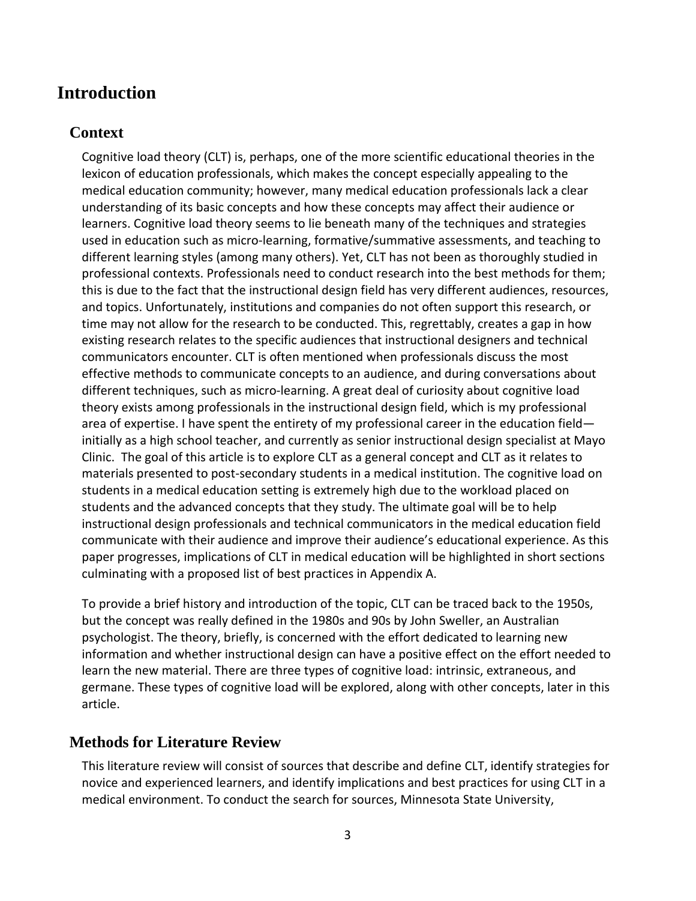# Introduction

## Context

Cognitive load theory (CLT) is, perhaps, one of the more scientific educational theories in the lexicon of education professionals, which makes the concept especially appealing to the medical education community; however, many medical education professionals lack a clear understanding of its basic concepts and how these concepts may affect their audience or learners. Cognitive load theory seems to lie beneath many of the techniques and strategies used in education such as micro-learning, formative/summative assessments, and teaching to different learning styles (among many others). Yet, CLT has not been as thoroughly studied in professional contexts. Professionals need to conduct research into the best methods for them; this is due to the fact that the instructional design field has very different audiences, resources, and topics. Unfortunately, institutions and companies do not often support this research, or time may not allow for the research to be conducted. This, regrettably, creates a gap in how existing research relates to the specific audiences that instructional designers and technical communicators encounter. CLT is often mentioned when professionals discuss the most effective methods to communicate concepts to an audience, and during conversations about different techniques, such as micro-learning. A great deal of curiosity about cognitive load theory exists among professionals in the instructional design field, which is my professional area of expertise. I have spent the entirety of my professional career in the education field—initially as a high school teacher, and currently as senior instructional design specialist at Mayo Clinic. The goal of this article is to explore CLT as a general concept and CLT as it relates to materials presented to post-secondary students in a medical institution. The cognitive load on students in a medical education setting is extremely high due to the workload placed on students and the advanced concepts that they study. The ultimate goal will be to help instructional design professionals and technical communicators in the medical education field communicate with their audience and improve their audience's educational experience. As this paper progresses, implications of CLT in medical education will be highlighted in short sections culminating with a proposed list of best practices in Appendix A.

To provide a brief history and introduction of the topic, CLT can be traced back to the 1950s, but the concept was really defined in the 1980s and 90s by John Sweller, an Australian psychologist. The theory, briefly, is concerned with the effort dedicated to learning new information and whether instructional design can have a positive effect on the effort needed to learn the new material. There are three types of cognitive load: intrinsic, extraneous, and germane. These types of cognitive load will be explored, along with other concepts, later in this article.

## Methods for Literature Review

This literature review will consist of sources that describe and define CLT, identify strategies for novice and experienced learners, and identify implications and best practices for using CLT in a medical environment. To conduct the search for sources, Minnesota State University,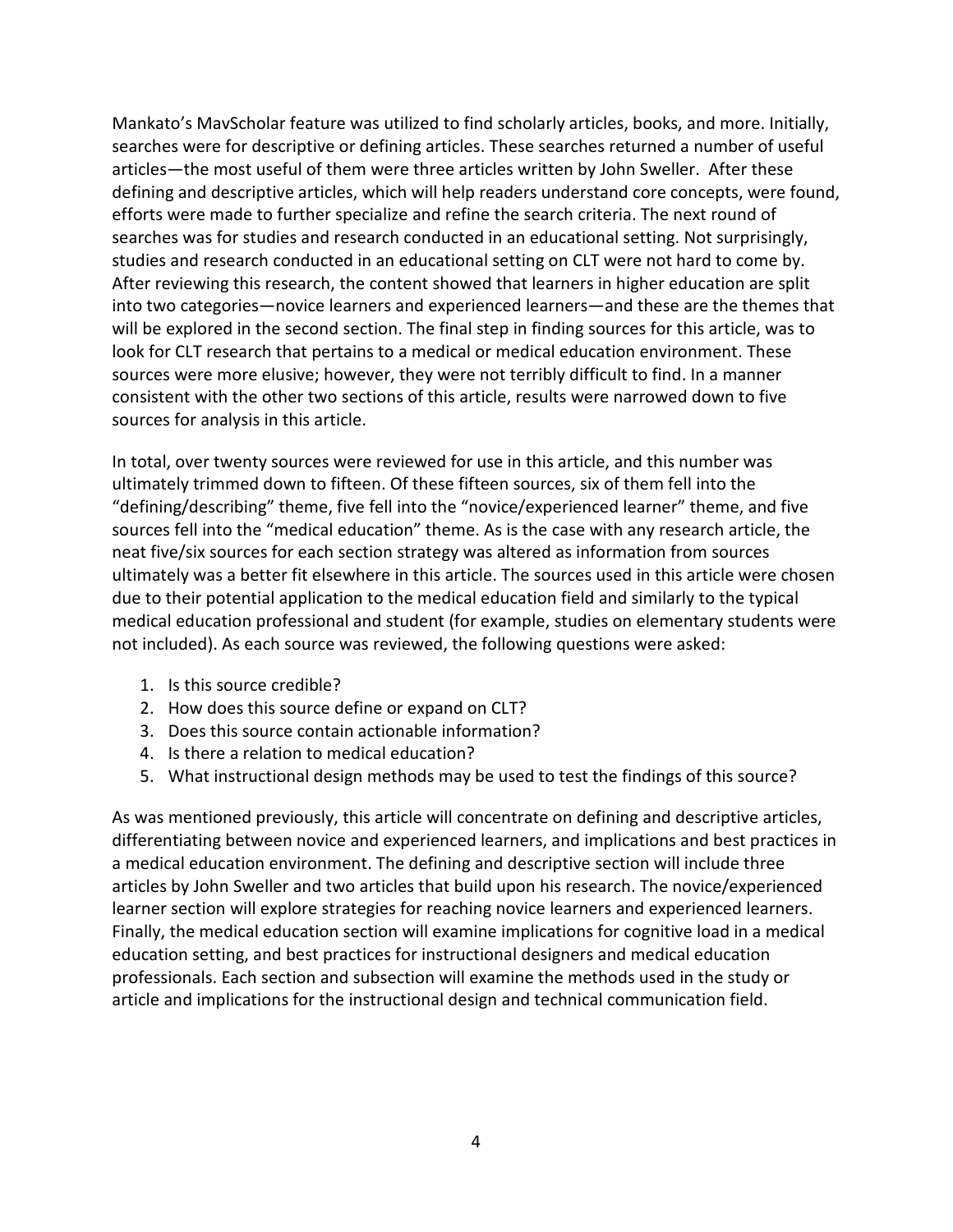Mankato's MavScholar feature was utilized to find scholarly articles, books, and more. Initially, searches were for descriptive or defining articles. These searches returned a number of useful articles—the most useful of them were three articles written by John Sweller. After these defining and descriptive articles, which will help readers understand core concepts, were found, efforts were made to further specialize and refine the search criteria. The next round of searches was for studies and research conducted in an educational setting. Not surprisingly, studies and research conducted in an educational setting on CLT were not hard to come by. After reviewing this research, the content showed that learners in higher education are split into two categories—novice learners and experienced learners—and these are the themes that will be explored in the second section. The final step in finding sources for this article, was to look for CLT research that pertains to a medical or medical education environment. These sources were more elusive; however, they were not terribly difficult to find. In a manner consistent with the other two sections of this article, results were narrowed down to five sources for analysis in this article.

In total, over twenty sources were reviewed for use in this article, and this number was ultimately trimmed down to fifteen. Of these fifteen sources, six of them fell into the "defining/describing" theme, five fell into the "novice/experienced learner" theme, and five sources fell into the "medical education" theme. As is the case with any research article, the neat five/six sources for each section strategy was altered as information from sources ultimately was a better fit elsewhere in this article. The sources used in this article were chosen due to their potential application to the medical education field and similarly to the typical medical education professional and student (for example, studies on elementary students were not included). As each source was reviewed, the following questions were asked:

1. Is this source credible?
2. How does this source define or expand on CLT?
3. Does this source contain actionable information?
4. Is there a relation to medical education?
5. What instructional design methods may be used to test the findings of this source?

As was mentioned previously, this article will concentrate on defining and descriptive articles, differentiating between novice and experienced learners, and implications and best practices in a medical education environment. The defining and descriptive section will include three articles by John Sweller and two articles that build upon his research. The novice/experienced learner section will explore strategies for reaching novice learners and experienced learners. Finally, the medical education section will examine implications for cognitive load in a medical education setting, and best practices for instructional designers and medical education professionals. Each section and subsection will examine the methods used in the study or article and implications for the instructional design and technical communication field.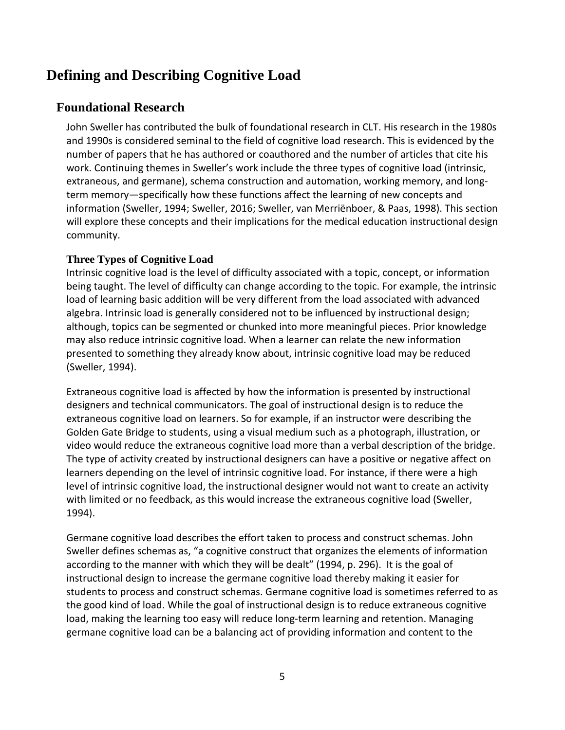# Defining and Describing Cognitive Load

## Foundational Research

John Sweller has contributed the bulk of foundational research in CLT. His research in the 1980s and 1990s is considered seminal to the field of cognitive load research. This is evidenced by the number of papers that he has authored or coauthored and the number of articles that cite his work. Continuing themes in Sweller's work include the three types of cognitive load (intrinsic, extraneous, and germane), schema construction and automation, working memory, and long-term memory—specifically how these functions affect the learning of new concepts and information (Sweller, 1994; Sweller, 2016; Sweller, van Merriënboer, & Paas, 1998). This section will explore these concepts and their implications for the medical education instructional design community.

### Three Types of Cognitive Load

Intrinsic cognitive load is the level of difficulty associated with a topic, concept, or information being taught. The level of difficulty can change according to the topic. For example, the intrinsic load of learning basic addition will be very different from the load associated with advanced algebra. Intrinsic load is generally considered not to be influenced by instructional design; although, topics can be segmented or chunked into more meaningful pieces. Prior knowledge may also reduce intrinsic cognitive load. When a learner can relate the new information presented to something they already know about, intrinsic cognitive load may be reduced (Sweller, 1994).

Extraneous cognitive load is affected by how the information is presented by instructional designers and technical communicators. The goal of instructional design is to reduce the extraneous cognitive load on learners. So for example, if an instructor were describing the Golden Gate Bridge to students, using a visual medium such as a photograph, illustration, or video would reduce the extraneous cognitive load more than a verbal description of the bridge. The type of activity created by instructional designers can have a positive or negative affect on learners depending on the level of intrinsic cognitive load. For instance, if there were a high level of intrinsic cognitive load, the instructional designer would not want to create an activity with limited or no feedback, as this would increase the extraneous cognitive load (Sweller, 1994).

Germane cognitive load describes the effort taken to process and construct schemas. John Sweller defines schemas as, "a cognitive construct that organizes the elements of information according to the manner with which they will be dealt" (1994, p. 296). It is the goal of instructional design to increase the germane cognitive load thereby making it easier for students to process and construct schemas. Germane cognitive load is sometimes referred to as the good kind of load. While the goal of instructional design is to reduce extraneous cognitive load, making the learning too easy will reduce long-term learning and retention. Managing germane cognitive load can be a balancing act of providing information and content to the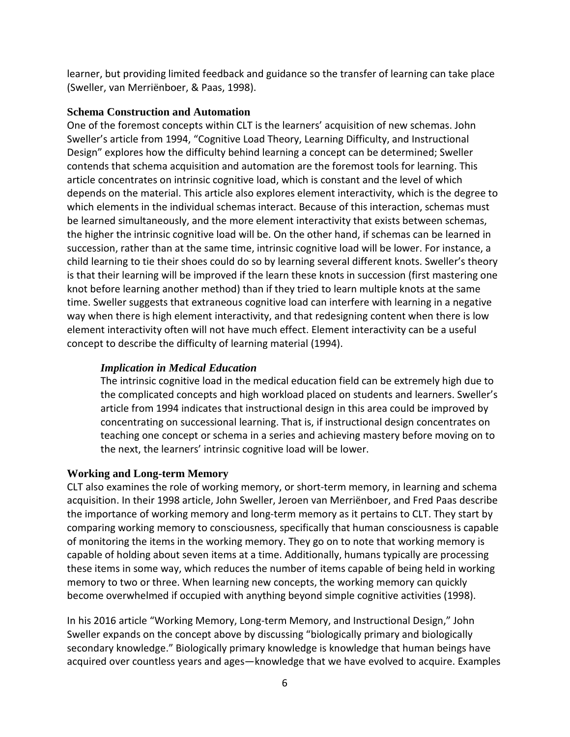learner, but providing limited feedback and guidance so the transfer of learning can take place (Sweller, van Merriënboer, & Paas, 1998).

### Schema Construction and Automation

One of the foremost concepts within CLT is the learners' acquisition of new schemas. John Sweller's article from 1994, "Cognitive Load Theory, Learning Difficulty, and Instructional Design" explores how the difficulty behind learning a concept can be determined; Sweller contends that schema acquisition and automation are the foremost tools for learning. This article concentrates on intrinsic cognitive load, which is constant and the level of which depends on the material. This article also explores element interactivity, which is the degree to which elements in the individual schemas interact. Because of this interaction, schemas must be learned simultaneously, and the more element interactivity that exists between schemas, the higher the intrinsic cognitive load will be. On the other hand, if schemas can be learned in succession, rather than at the same time, intrinsic cognitive load will be lower. For instance, a child learning to tie their shoes could do so by learning several different knots. Sweller's theory is that their learning will be improved if the learn these knots in succession (first mastering one knot before learning another method) than if they tried to learn multiple knots at the same time. Sweller suggests that extraneous cognitive load can interfere with learning in a negative way when there is high element interactivity, and that redesigning content when there is low element interactivity often will not have much effect. Element interactivity can be a useful concept to describe the difficulty of learning material (1994).

#### *Implication in Medical Education*

The intrinsic cognitive load in the medical education field can be extremely high due to the complicated concepts and high workload placed on students and learners. Sweller's article from 1994 indicates that instructional design in this area could be improved by concentrating on successional learning. That is, if instructional design concentrates on teaching one concept or schema in a series and achieving mastery before moving on to the next, the learners' intrinsic cognitive load will be lower.

### Working and Long-term Memory

CLT also examines the role of working memory, or short-term memory, in learning and schema acquisition. In their 1998 article, John Sweller, Jeroen van Merriënboer, and Fred Paas describe the importance of working memory and long-term memory as it pertains to CLT. They start by comparing working memory to consciousness, specifically that human consciousness is capable of monitoring the items in the working memory. They go on to note that working memory is capable of holding about seven items at a time. Additionally, humans typically are processing these items in some way, which reduces the number of items capable of being held in working memory to two or three. When learning new concepts, the working memory can quickly become overwhelmed if occupied with anything beyond simple cognitive activities (1998).

In his 2016 article "Working Memory, Long-term Memory, and Instructional Design," John Sweller expands on the concept above by discussing "biologically primary and biologically secondary knowledge." Biologically primary knowledge is knowledge that human beings have acquired over countless years and ages—knowledge that we have evolved to acquire. Examples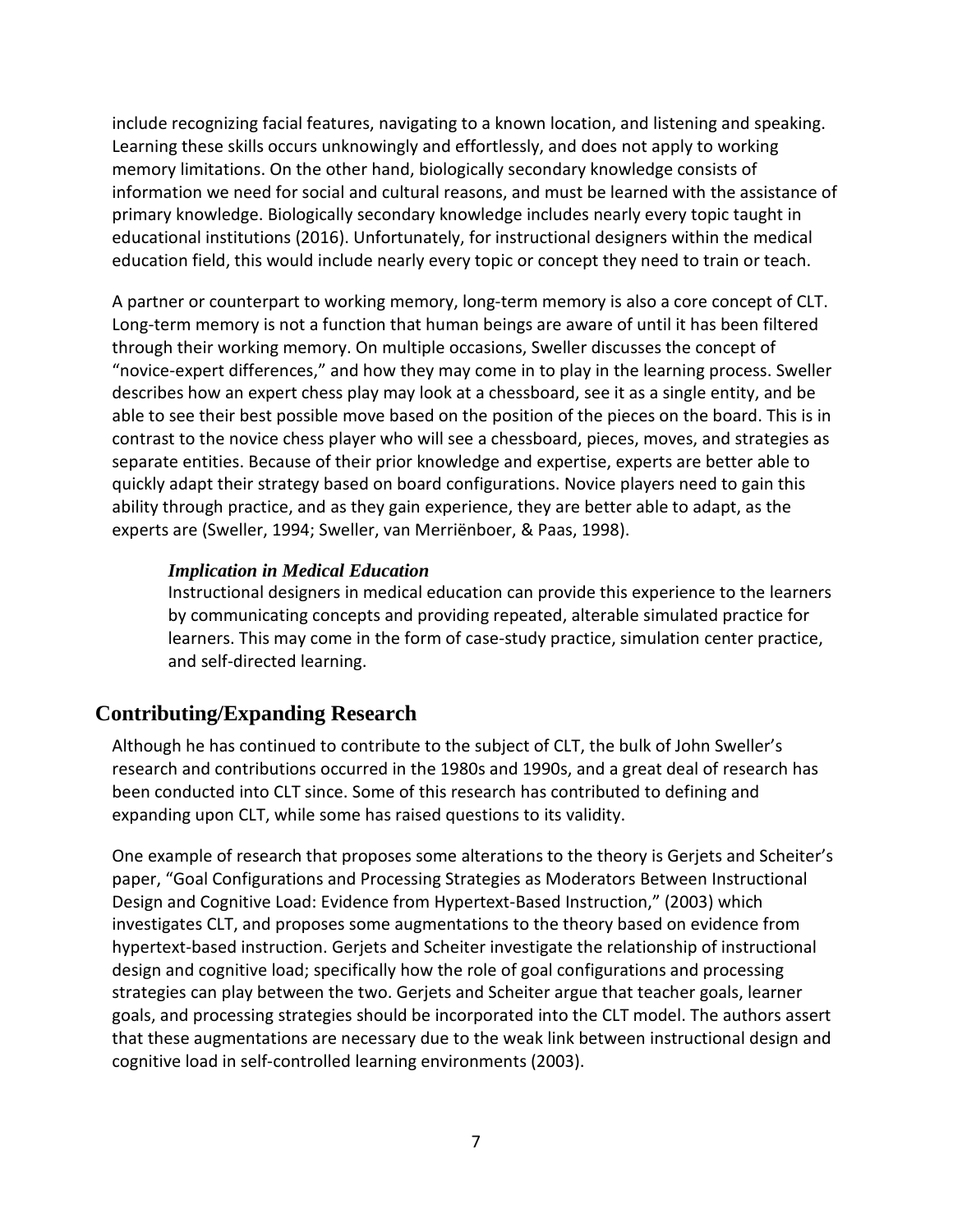include recognizing facial features, navigating to a known location, and listening and speaking. Learning these skills occurs unknowingly and effortlessly, and does not apply to working memory limitations. On the other hand, biologically secondary knowledge consists of information we need for social and cultural reasons, and must be learned with the assistance of primary knowledge. Biologically secondary knowledge includes nearly every topic taught in educational institutions (2016). Unfortunately, for instructional designers within the medical education field, this would include nearly every topic or concept they need to train or teach.

A partner or counterpart to working memory, long-term memory is also a core concept of CLT. Long-term memory is not a function that human beings are aware of until it has been filtered through their working memory. On multiple occasions, Sweller discusses the concept of "novice-expert differences," and how they may come in to play in the learning process. Sweller describes how an expert chess play may look at a chessboard, see it as a single entity, and be able to see their best possible move based on the position of the pieces on the board. This is in contrast to the novice chess player who will see a chessboard, pieces, moves, and strategies as separate entities. Because of their prior knowledge and expertise, experts are better able to quickly adapt their strategy based on board configurations. Novice players need to gain this ability through practice, and as they gain experience, they are better able to adapt, as the experts are (Sweller, 1994; Sweller, van Merriënboer, & Paas, 1998).

### *Implication in Medical Education*

Instructional designers in medical education can provide this experience to the learners by communicating concepts and providing repeated, alterable simulated practice for learners. This may come in the form of case-study practice, simulation center practice, and self-directed learning.

## Contributing/Expanding Research

Although he has continued to contribute to the subject of CLT, the bulk of John Sweller's research and contributions occurred in the 1980s and 1990s, and a great deal of research has been conducted into CLT since. Some of this research has contributed to defining and expanding upon CLT, while some has raised questions to its validity.

One example of research that proposes some alterations to the theory is Gerjets and Scheiter's paper, "Goal Configurations and Processing Strategies as Moderators Between Instructional Design and Cognitive Load: Evidence from Hypertext-Based Instruction," (2003) which investigates CLT, and proposes some augmentations to the theory based on evidence from hypertext-based instruction. Gerjets and Scheiter investigate the relationship of instructional design and cognitive load; specifically how the role of goal configurations and processing strategies can play between the two. Gerjets and Scheiter argue that teacher goals, learner goals, and processing strategies should be incorporated into the CLT model. The authors assert that these augmentations are necessary due to the weak link between instructional design and cognitive load in self-controlled learning environments (2003).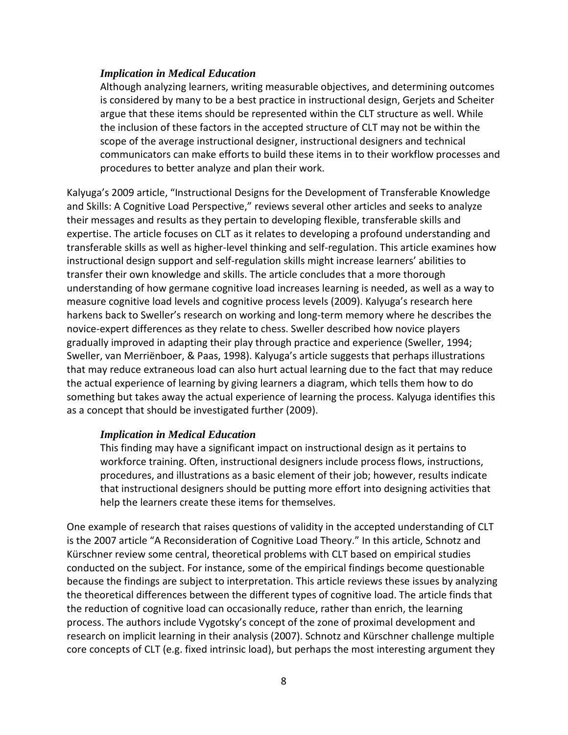### *Implication in Medical Education*

Although analyzing learners, writing measurable objectives, and determining outcomes is considered by many to be a best practice in instructional design, Gerjets and Scheiter argue that these items should be represented within the CLT structure as well. While the inclusion of these factors in the accepted structure of CLT may not be within the scope of the average instructional designer, instructional designers and technical communicators can make efforts to build these items in to their workflow processes and procedures to better analyze and plan their work.

Kalyuga's 2009 article, "Instructional Designs for the Development of Transferable Knowledge and Skills: A Cognitive Load Perspective," reviews several other articles and seeks to analyze their messages and results as they pertain to developing flexible, transferable skills and expertise. The article focuses on CLT as it relates to developing a profound understanding and transferable skills as well as higher-level thinking and self-regulation. This article examines how instructional design support and self-regulation skills might increase learners' abilities to transfer their own knowledge and skills. The article concludes that a more thorough understanding of how germane cognitive load increases learning is needed, as well as a way to measure cognitive load levels and cognitive process levels (2009). Kalyuga's research here harkens back to Sweller's research on working and long-term memory where he describes the novice-expert differences as they relate to chess. Sweller described how novice players gradually improved in adapting their play through practice and experience (Sweller, 1994; Sweller, van Merriënboer, & Paas, 1998). Kalyuga's article suggests that perhaps illustrations that may reduce extraneous load can also hurt actual learning due to the fact that may reduce the actual experience of learning by giving learners a diagram, which tells them how to do something but takes away the actual experience of learning the process. Kalyuga identifies this as a concept that should be investigated further (2009).

### *Implication in Medical Education*

This finding may have a significant impact on instructional design as it pertains to workforce training. Often, instructional designers include process flows, instructions, procedures, and illustrations as a basic element of their job; however, results indicate that instructional designers should be putting more effort into designing activities that help the learners create these items for themselves.

One example of research that raises questions of validity in the accepted understanding of CLT is the 2007 article "A Reconsideration of Cognitive Load Theory." In this article, Schnotz and Kürschner review some central, theoretical problems with CLT based on empirical studies conducted on the subject. For instance, some of the empirical findings become questionable because the findings are subject to interpretation. This article reviews these issues by analyzing the theoretical differences between the different types of cognitive load. The article finds that the reduction of cognitive load can occasionally reduce, rather than enrich, the learning process. The authors include Vygotsky's concept of the zone of proximal development and research on implicit learning in their analysis (2007). Schnotz and Kürschner challenge multiple core concepts of CLT (e.g. fixed intrinsic load), but perhaps the most interesting argument they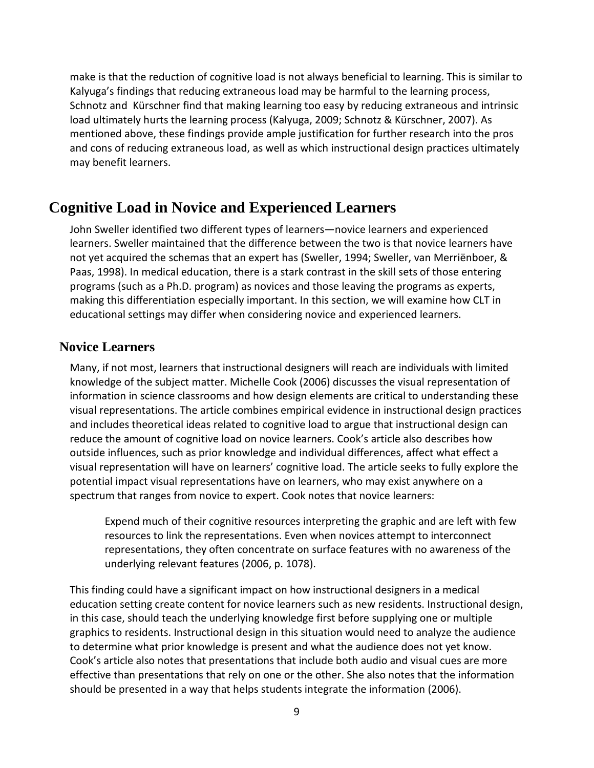make is that the reduction of cognitive load is not always beneficial to learning. This is similar to Kalyuga's findings that reducing extraneous load may be harmful to the learning process, Schnotz and Kürschner find that making learning too easy by reducing extraneous and intrinsic load ultimately hurts the learning process (Kalyuga, 2009; Schnotz & Kürschner, 2007). As mentioned above, these findings provide ample justification for further research into the pros and cons of reducing extraneous load, as well as which instructional design practices ultimately may benefit learners.

## Cognitive Load in Novice and Experienced Learners

John Sweller identified two different types of learners—novice learners and experienced learners. Sweller maintained that the difference between the two is that novice learners have not yet acquired the schemas that an expert has (Sweller, 1994; Sweller, van Merriënboer, & Paas, 1998). In medical education, there is a stark contrast in the skill sets of those entering programs (such as a Ph.D. program) as novices and those leaving the programs as experts, making this differentiation especially important. In this section, we will examine how CLT in educational settings may differ when considering novice and experienced learners.

### Novice Learners

Many, if not most, learners that instructional designers will reach are individuals with limited knowledge of the subject matter. Michelle Cook (2006) discusses the visual representation of information in science classrooms and how design elements are critical to understanding these visual representations. The article combines empirical evidence in instructional design practices and includes theoretical ideas related to cognitive load to argue that instructional design can reduce the amount of cognitive load on novice learners. Cook's article also describes how outside influences, such as prior knowledge and individual differences, affect what effect a visual representation will have on learners' cognitive load. The article seeks to fully explore the potential impact visual representations have on learners, who may exist anywhere on a spectrum that ranges from novice to expert. Cook notes that novice learners:

> Expend much of their cognitive resources interpreting the graphic and are left with few resources to link the representations. Even when novices attempt to interconnect representations, they often concentrate on surface features with no awareness of the underlying relevant features (2006, p. 1078).

This finding could have a significant impact on how instructional designers in a medical education setting create content for novice learners such as new residents. Instructional design, in this case, should teach the underlying knowledge first before supplying one or multiple graphics to residents. Instructional design in this situation would need to analyze the audience to determine what prior knowledge is present and what the audience does not yet know. Cook's article also notes that presentations that include both audio and visual cues are more effective than presentations that rely on one or the other. She also notes that the information should be presented in a way that helps students integrate the information (2006).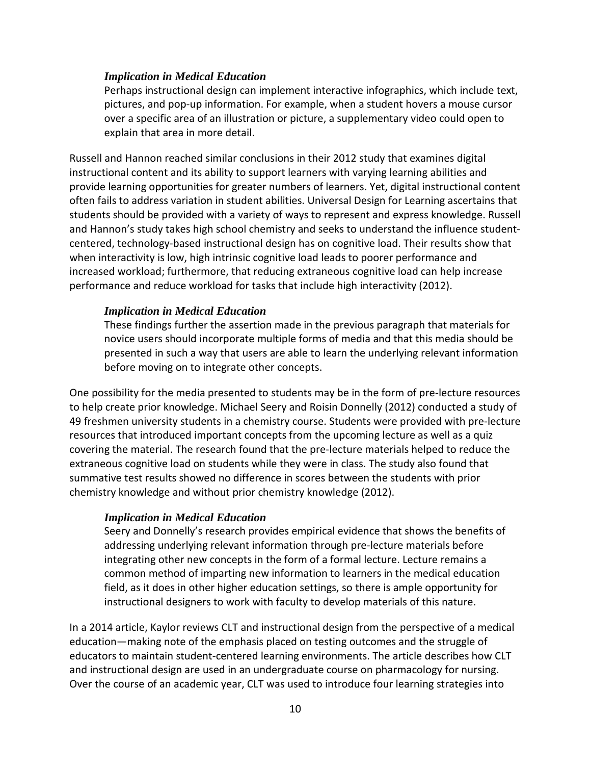### *Implication in Medical Education*

Perhaps instructional design can implement interactive infographics, which include text, pictures, and pop-up information. For example, when a student hovers a mouse cursor over a specific area of an illustration or picture, a supplementary video could open to explain that area in more detail.

Russell and Hannon reached similar conclusions in their 2012 study that examines digital instructional content and its ability to support learners with varying learning abilities and provide learning opportunities for greater numbers of learners. Yet, digital instructional content often fails to address variation in student abilities. Universal Design for Learning ascertains that students should be provided with a variety of ways to represent and express knowledge. Russell and Hannon's study takes high school chemistry and seeks to understand the influence student-centered, technology-based instructional design has on cognitive load. Their results show that when interactivity is low, high intrinsic cognitive load leads to poorer performance and increased workload; furthermore, that reducing extraneous cognitive load can help increase performance and reduce workload for tasks that include high interactivity (2012).

### *Implication in Medical Education*

These findings further the assertion made in the previous paragraph that materials for novice users should incorporate multiple forms of media and that this media should be presented in such a way that users are able to learn the underlying relevant information before moving on to integrate other concepts.

One possibility for the media presented to students may be in the form of pre-lecture resources to help create prior knowledge. Michael Seery and Roisin Donnelly (2012) conducted a study of 49 freshmen university students in a chemistry course. Students were provided with pre-lecture resources that introduced important concepts from the upcoming lecture as well as a quiz covering the material. The research found that the pre-lecture materials helped to reduce the extraneous cognitive load on students while they were in class. The study also found that summative test results showed no difference in scores between the students with prior chemistry knowledge and without prior chemistry knowledge (2012).

### *Implication in Medical Education*

Seery and Donnelly's research provides empirical evidence that shows the benefits of addressing underlying relevant information through pre-lecture materials before integrating other new concepts in the form of a formal lecture. Lecture remains a common method of imparting new information to learners in the medical education field, as it does in other higher education settings, so there is ample opportunity for instructional designers to work with faculty to develop materials of this nature.

In a 2014 article, Kaylor reviews CLT and instructional design from the perspective of a medical education—making note of the emphasis placed on testing outcomes and the struggle of educators to maintain student-centered learning environments. The article describes how CLT and instructional design are used in an undergraduate course on pharmacology for nursing. Over the course of an academic year, CLT was used to introduce four learning strategies into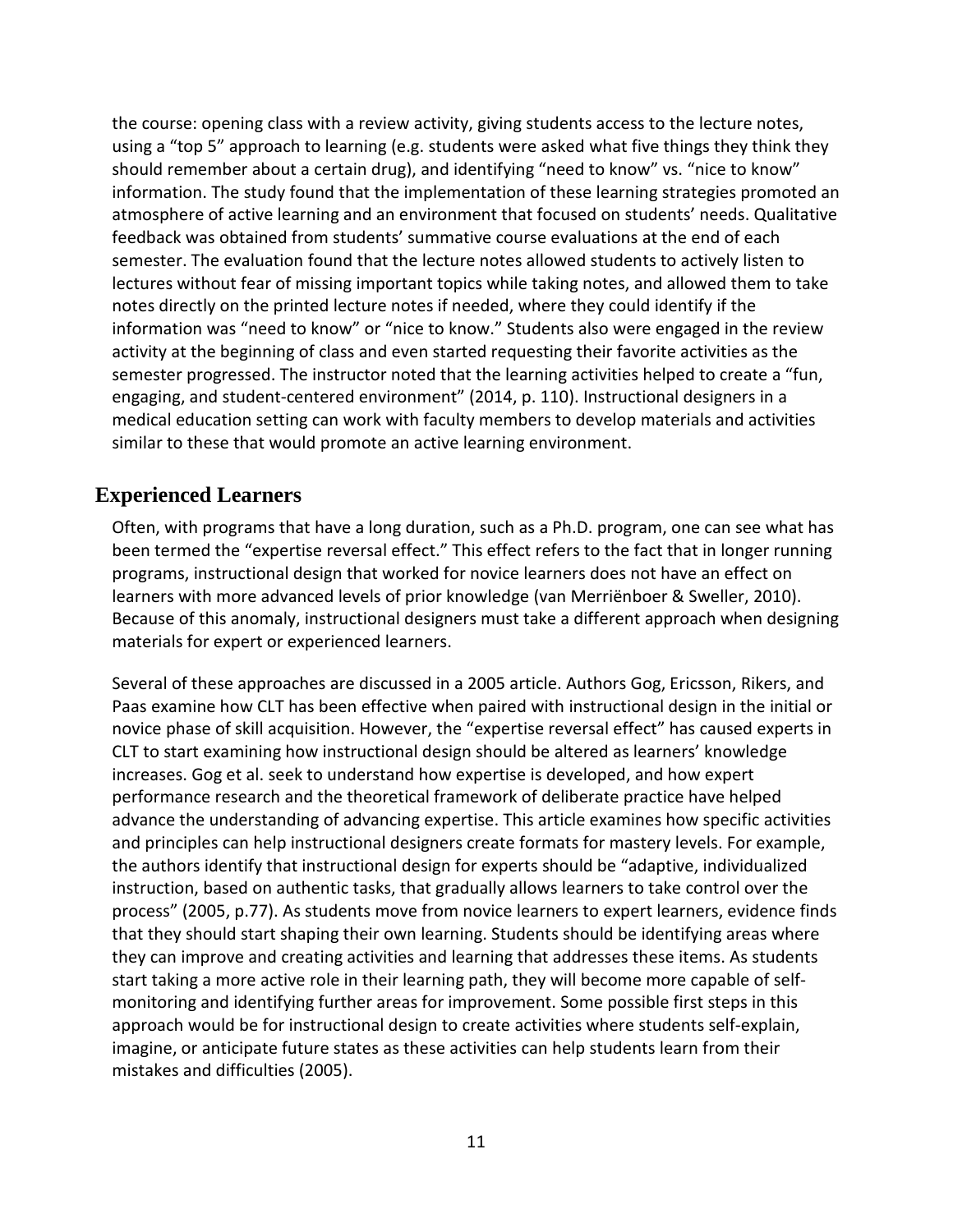the course: opening class with a review activity, giving students access to the lecture notes, using a "top 5" approach to learning (e.g. students were asked what five things they think they should remember about a certain drug), and identifying "need to know" vs. "nice to know" information. The study found that the implementation of these learning strategies promoted an atmosphere of active learning and an environment that focused on students' needs. Qualitative feedback was obtained from students' summative course evaluations at the end of each semester. The evaluation found that the lecture notes allowed students to actively listen to lectures without fear of missing important topics while taking notes, and allowed them to take notes directly on the printed lecture notes if needed, where they could identify if the information was "need to know" or "nice to know." Students also were engaged in the review activity at the beginning of class and even started requesting their favorite activities as the semester progressed. The instructor noted that the learning activities helped to create a "fun, engaging, and student-centered environment" (2014, p. 110). Instructional designers in a medical education setting can work with faculty members to develop materials and activities similar to these that would promote an active learning environment.

## Experienced Learners

Often, with programs that have a long duration, such as a Ph.D. program, one can see what has been termed the "expertise reversal effect." This effect refers to the fact that in longer running programs, instructional design that worked for novice learners does not have an effect on learners with more advanced levels of prior knowledge (van Merriënboer & Sweller, 2010). Because of this anomaly, instructional designers must take a different approach when designing materials for expert or experienced learners.

Several of these approaches are discussed in a 2005 article. Authors Gog, Ericsson, Rikers, and Paas examine how CLT has been effective when paired with instructional design in the initial or novice phase of skill acquisition. However, the "expertise reversal effect" has caused experts in CLT to start examining how instructional design should be altered as learners' knowledge increases. Gog et al. seek to understand how expertise is developed, and how expert performance research and the theoretical framework of deliberate practice have helped advance the understanding of advancing expertise. This article examines how specific activities and principles can help instructional designers create formats for mastery levels. For example, the authors identify that instructional design for experts should be "adaptive, individualized instruction, based on authentic tasks, that gradually allows learners to take control over the process" (2005, p.77). As students move from novice learners to expert learners, evidence finds that they should start shaping their own learning. Students should be identifying areas where they can improve and creating activities and learning that addresses these items. As students start taking a more active role in their learning path, they will become more capable of self-monitoring and identifying further areas for improvement. Some possible first steps in this approach would be for instructional design to create activities where students self-explain, imagine, or anticipate future states as these activities can help students learn from their mistakes and difficulties (2005).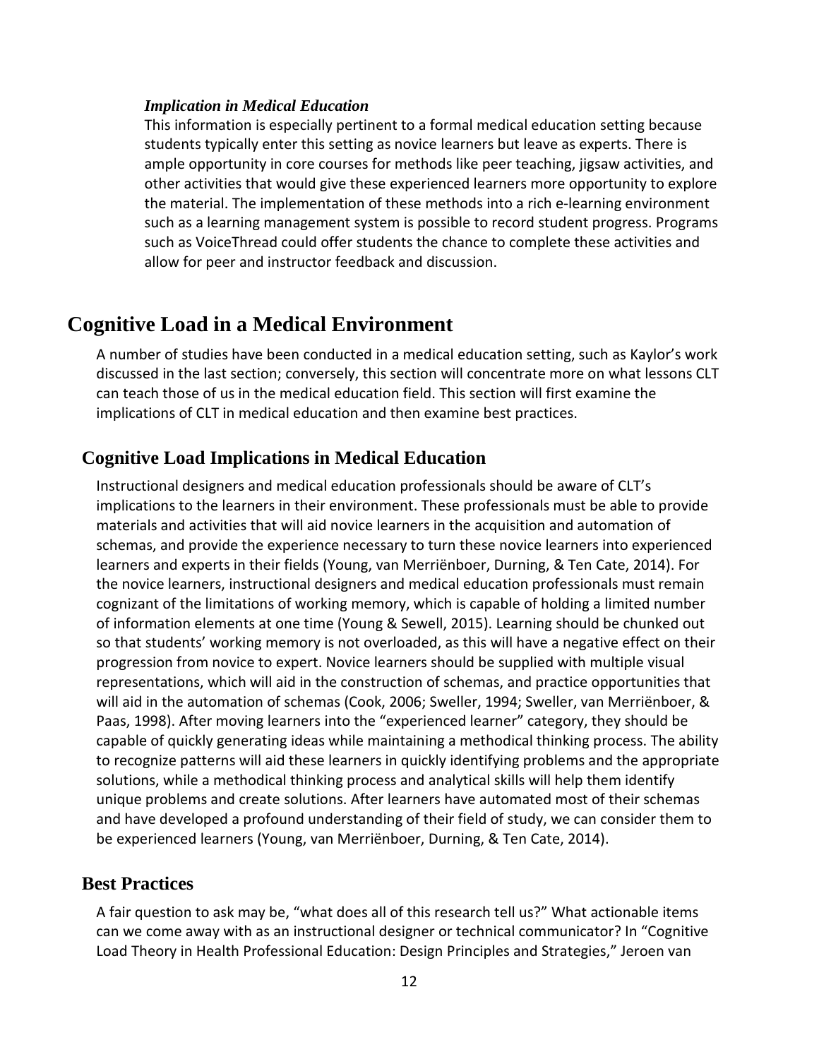#### *Implication in Medical Education*

This information is especially pertinent to a formal medical education setting because students typically enter this setting as novice learners but leave as experts. There is ample opportunity in core courses for methods like peer teaching, jigsaw activities, and other activities that would give these experienced learners more opportunity to explore the material. The implementation of these methods into a rich e-learning environment such as a learning management system is possible to record student progress. Programs such as VoiceThread could offer students the chance to complete these activities and allow for peer and instructor feedback and discussion.

## Cognitive Load in a Medical Environment

A number of studies have been conducted in a medical education setting, such as Kaylor's work discussed in the last section; conversely, this section will concentrate more on what lessons CLT can teach those of us in the medical education field. This section will first examine the implications of CLT in medical education and then examine best practices.

### Cognitive Load Implications in Medical Education

Instructional designers and medical education professionals should be aware of CLT's implications to the learners in their environment. These professionals must be able to provide materials and activities that will aid novice learners in the acquisition and automation of schemas, and provide the experience necessary to turn these novice learners into experienced learners and experts in their fields (Young, van Merriënboer, Durning, & Ten Cate, 2014). For the novice learners, instructional designers and medical education professionals must remain cognizant of the limitations of working memory, which is capable of holding a limited number of information elements at one time (Young & Sewell, 2015). Learning should be chunked out so that students' working memory is not overloaded, as this will have a negative effect on their progression from novice to expert. Novice learners should be supplied with multiple visual representations, which will aid in the construction of schemas, and practice opportunities that will aid in the automation of schemas (Cook, 2006; Sweller, 1994; Sweller, van Merriënboer, & Paas, 1998). After moving learners into the "experienced learner" category, they should be capable of quickly generating ideas while maintaining a methodical thinking process. The ability to recognize patterns will aid these learners in quickly identifying problems and the appropriate solutions, while a methodical thinking process and analytical skills will help them identify unique problems and create solutions. After learners have automated most of their schemas and have developed a profound understanding of their field of study, we can consider them to be experienced learners (Young, van Merriënboer, Durning, & Ten Cate, 2014).

### Best Practices

A fair question to ask may be, "what does all of this research tell us?" What actionable items can we come away with as an instructional designer or technical communicator? In "Cognitive Load Theory in Health Professional Education: Design Principles and Strategies," Jeroen van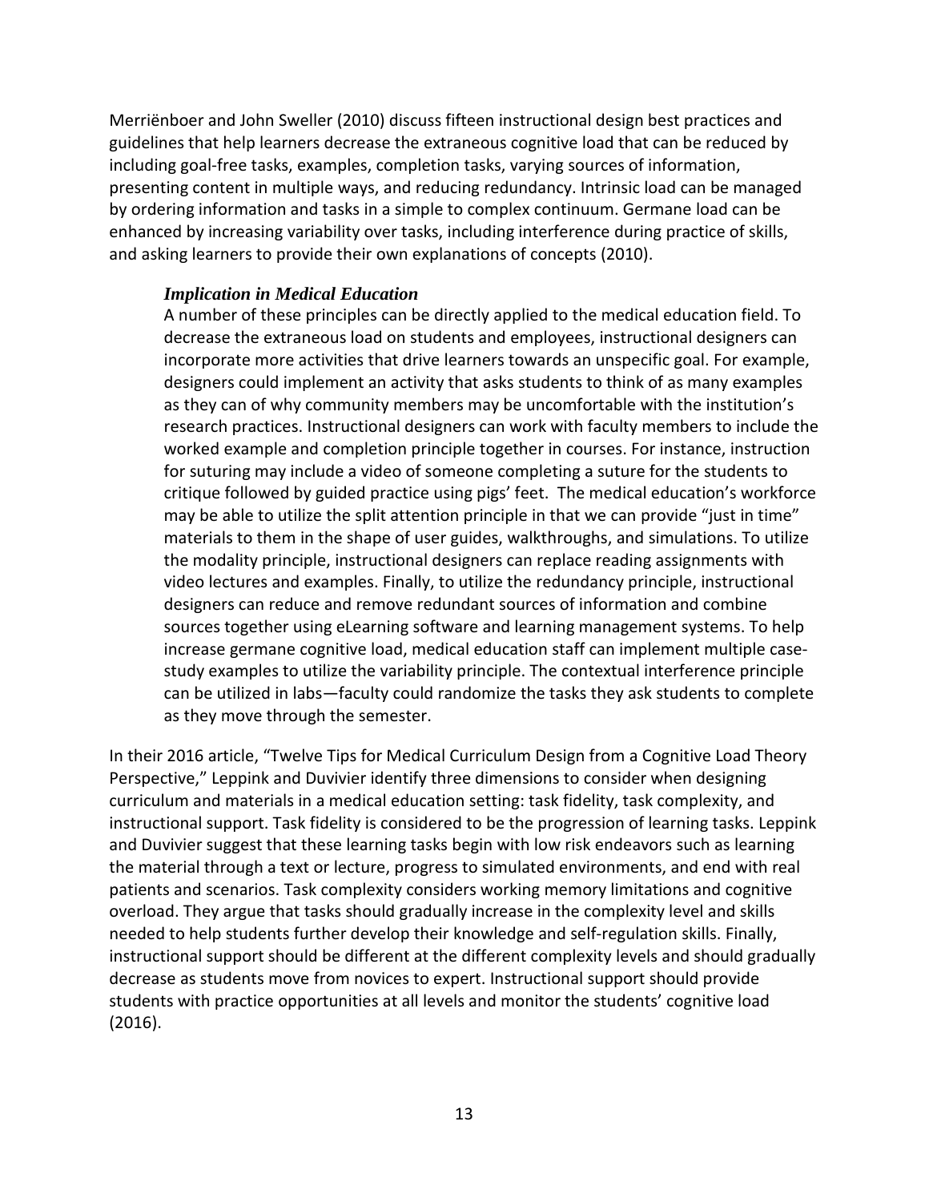Merriënboer and John Sweller (2010) discuss fifteen instructional design best practices and guidelines that help learners decrease the extraneous cognitive load that can be reduced by including goal-free tasks, examples, completion tasks, varying sources of information, presenting content in multiple ways, and reducing redundancy. Intrinsic load can be managed by ordering information and tasks in a simple to complex continuum. Germane load can be enhanced by increasing variability over tasks, including interference during practice of skills, and asking learners to provide their own explanations of concepts (2010).

### *Implication in Medical Education*

A number of these principles can be directly applied to the medical education field. To decrease the extraneous load on students and employees, instructional designers can incorporate more activities that drive learners towards an unspecific goal. For example, designers could implement an activity that asks students to think of as many examples as they can of why community members may be uncomfortable with the institution's research practices. Instructional designers can work with faculty members to include the worked example and completion principle together in courses. For instance, instruction for suturing may include a video of someone completing a suture for the students to critique followed by guided practice using pigs' feet. The medical education's workforce may be able to utilize the split attention principle in that we can provide "just in time" materials to them in the shape of user guides, walkthroughs, and simulations. To utilize the modality principle, instructional designers can replace reading assignments with video lectures and examples. Finally, to utilize the redundancy principle, instructional designers can reduce and remove redundant sources of information and combine sources together using eLearning software and learning management systems. To help increase germane cognitive load, medical education staff can implement multiple case-study examples to utilize the variability principle. The contextual interference principle can be utilized in labs—faculty could randomize the tasks they ask students to complete as they move through the semester.

In their 2016 article, "Twelve Tips for Medical Curriculum Design from a Cognitive Load Theory Perspective," Leppink and Duvivier identify three dimensions to consider when designing curriculum and materials in a medical education setting: task fidelity, task complexity, and instructional support. Task fidelity is considered to be the progression of learning tasks. Leppink and Duvivier suggest that these learning tasks begin with low risk endeavors such as learning the material through a text or lecture, progress to simulated environments, and end with real patients and scenarios. Task complexity considers working memory limitations and cognitive overload. They argue that tasks should gradually increase in the complexity level and skills needed to help students further develop their knowledge and self-regulation skills. Finally, instructional support should be different at the different complexity levels and should gradually decrease as students move from novices to expert. Instructional support should provide students with practice opportunities at all levels and monitor the students' cognitive load (2016).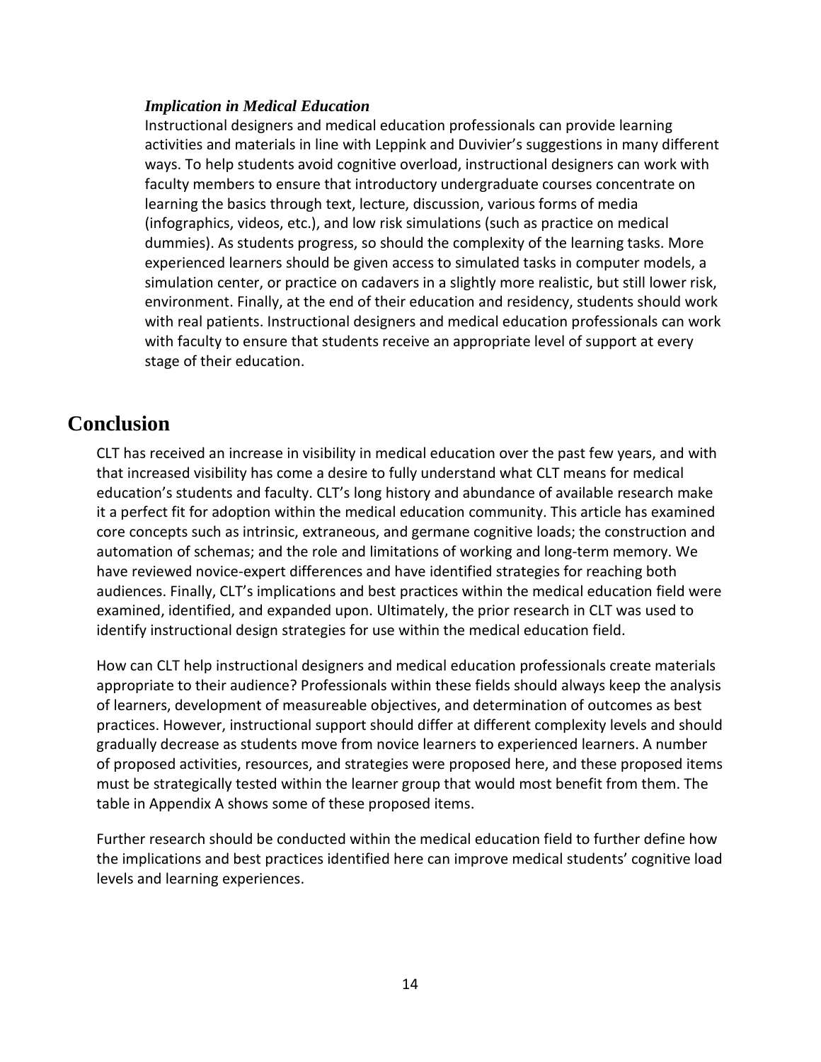### *Implication in Medical Education*

Instructional designers and medical education professionals can provide learning activities and materials in line with Leppink and Duvivier's suggestions in many different ways. To help students avoid cognitive overload, instructional designers can work with faculty members to ensure that introductory undergraduate courses concentrate on learning the basics through text, lecture, discussion, various forms of media (infographics, videos, etc.), and low risk simulations (such as practice on medical dummies). As students progress, so should the complexity of the learning tasks. More experienced learners should be given access to simulated tasks in computer models, a simulation center, or practice on cadavers in a slightly more realistic, but still lower risk, environment. Finally, at the end of their education and residency, students should work with real patients. Instructional designers and medical education professionals can work with faculty to ensure that students receive an appropriate level of support at every stage of their education.

## Conclusion

CLT has received an increase in visibility in medical education over the past few years, and with that increased visibility has come a desire to fully understand what CLT means for medical education's students and faculty. CLT's long history and abundance of available research make it a perfect fit for adoption within the medical education community. This article has examined core concepts such as intrinsic, extraneous, and germane cognitive loads; the construction and automation of schemas; and the role and limitations of working and long-term memory. We have reviewed novice-expert differences and have identified strategies for reaching both audiences. Finally, CLT's implications and best practices within the medical education field were examined, identified, and expanded upon. Ultimately, the prior research in CLT was used to identify instructional design strategies for use within the medical education field.

How can CLT help instructional designers and medical education professionals create materials appropriate to their audience? Professionals within these fields should always keep the analysis of learners, development of measureable objectives, and determination of outcomes as best practices. However, instructional support should differ at different complexity levels and should gradually decrease as students move from novice learners to experienced learners. A number of proposed activities, resources, and strategies were proposed here, and these proposed items must be strategically tested within the learner group that would most benefit from them. The table in Appendix A shows some of these proposed items.

Further research should be conducted within the medical education field to further define how the implications and best practices identified here can improve medical students' cognitive load levels and learning experiences.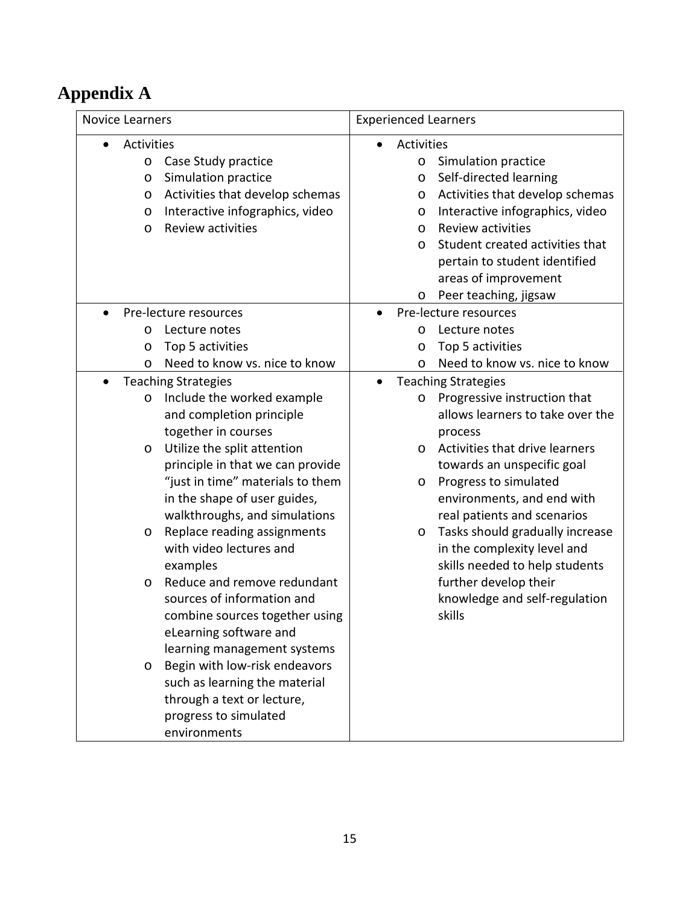# Appendix A

| Novice Learners | Experienced Learners |
|---|---|
| • Activities<br>  ○ Case Study practice<br>  ○ Simulation practice<br>  ○ Activities that develop schemas<br>  ○ Interactive infographics, video<br>  ○ Review activities | • Activities<br>  ○ Simulation practice<br>  ○ Self-directed learning<br>  ○ Activities that develop schemas<br>  ○ Interactive infographics, video<br>  ○ Review activities<br>  ○ Student created activities that pertain to student identified areas of improvement<br>  ○ Peer teaching, jigsaw |
| • Pre-lecture resources<br>  ○ Lecture notes<br>  ○ Top 5 activities<br>  ○ Need to know vs. nice to know | • Pre-lecture resources<br>  ○ Lecture notes<br>  ○ Top 5 activities<br>  ○ Need to know vs. nice to know |
| • Teaching Strategies<br>  ○ Include the worked example and completion principle together in courses<br>  ○ Utilize the split attention principle in that we can provide "just in time" materials to them in the shape of user guides, walkthroughs, and simulations<br>  ○ Replace reading assignments with video lectures and examples<br>  ○ Reduce and remove redundant sources of information and combine sources together using eLearning software and learning management systems<br>  ○ Begin with low-risk endeavors such as learning the material through a text or lecture, progress to simulated environments | • Teaching Strategies<br>  ○ Progressive instruction that allows learners to take over the process<br>  ○ Activities that drive learners towards an unspecific goal<br>  ○ Progress to simulated environments, and end with real patients and scenarios<br>  ○ Tasks should gradually increase in the complexity level and skills needed to help students further develop their knowledge and self-regulation skills |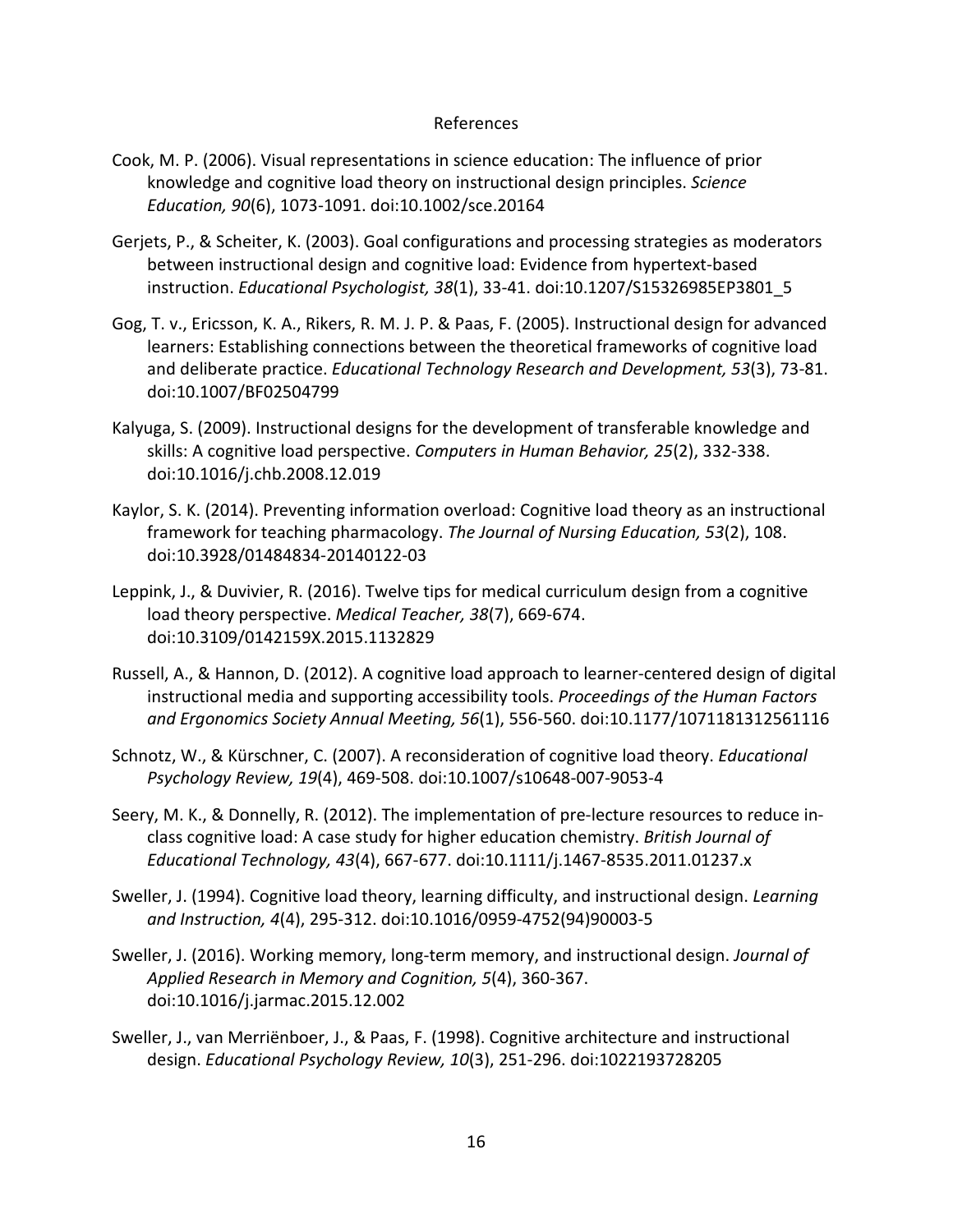# References

Cook, M. P. (2006). Visual representations in science education: The influence of prior knowledge and cognitive load theory on instructional design principles. *Science Education, 90*(6), 1073-1091. doi:10.1002/sce.20164

Gerjets, P., & Scheiter, K. (2003). Goal configurations and processing strategies as moderators between instructional design and cognitive load: Evidence from hypertext-based instruction. *Educational Psychologist, 38*(1), 33-41. doi:10.1207/S15326985EP3801_5

Gog, T. v., Ericsson, K. A., Rikers, R. M. J. P. & Paas, F. (2005). Instructional design for advanced learners: Establishing connections between the theoretical frameworks of cognitive load and deliberate practice. *Educational Technology Research and Development, 53*(3), 73-81. doi:10.1007/BF02504799

Kalyuga, S. (2009). Instructional designs for the development of transferable knowledge and skills: A cognitive load perspective. *Computers in Human Behavior, 25*(2), 332-338. doi:10.1016/j.chb.2008.12.019

Kaylor, S. K. (2014). Preventing information overload: Cognitive load theory as an instructional framework for teaching pharmacology. *The Journal of Nursing Education, 53*(2), 108. doi:10.3928/01484834-20140122-03

Leppink, J., & Duvivier, R. (2016). Twelve tips for medical curriculum design from a cognitive load theory perspective. *Medical Teacher, 38*(7), 669-674. doi:10.3109/0142159X.2015.1132829

Russell, A., & Hannon, D. (2012). A cognitive load approach to learner-centered design of digital instructional media and supporting accessibility tools. *Proceedings of the Human Factors and Ergonomics Society Annual Meeting, 56*(1), 556-560. doi:10.1177/1071181312561116

Schnotz, W., & Kürschner, C. (2007). A reconsideration of cognitive load theory. *Educational Psychology Review, 19*(4), 469-508. doi:10.1007/s10648-007-9053-4

Seery, M. K., & Donnelly, R. (2012). The implementation of pre-lecture resources to reduce in-class cognitive load: A case study for higher education chemistry. *British Journal of Educational Technology, 43*(4), 667-677. doi:10.1111/j.1467-8535.2011.01237.x

Sweller, J. (1994). Cognitive load theory, learning difficulty, and instructional design. *Learning and Instruction, 4*(4), 295-312. doi:10.1016/0959-4752(94)90003-5

Sweller, J. (2016). Working memory, long-term memory, and instructional design. *Journal of Applied Research in Memory and Cognition, 5*(4), 360-367. doi:10.1016/j.jarmac.2015.12.002

Sweller, J., van Merriënboer, J., & Paas, F. (1998). Cognitive architecture and instructional design. *Educational Psychology Review, 10*(3), 251-296. doi:1022193728205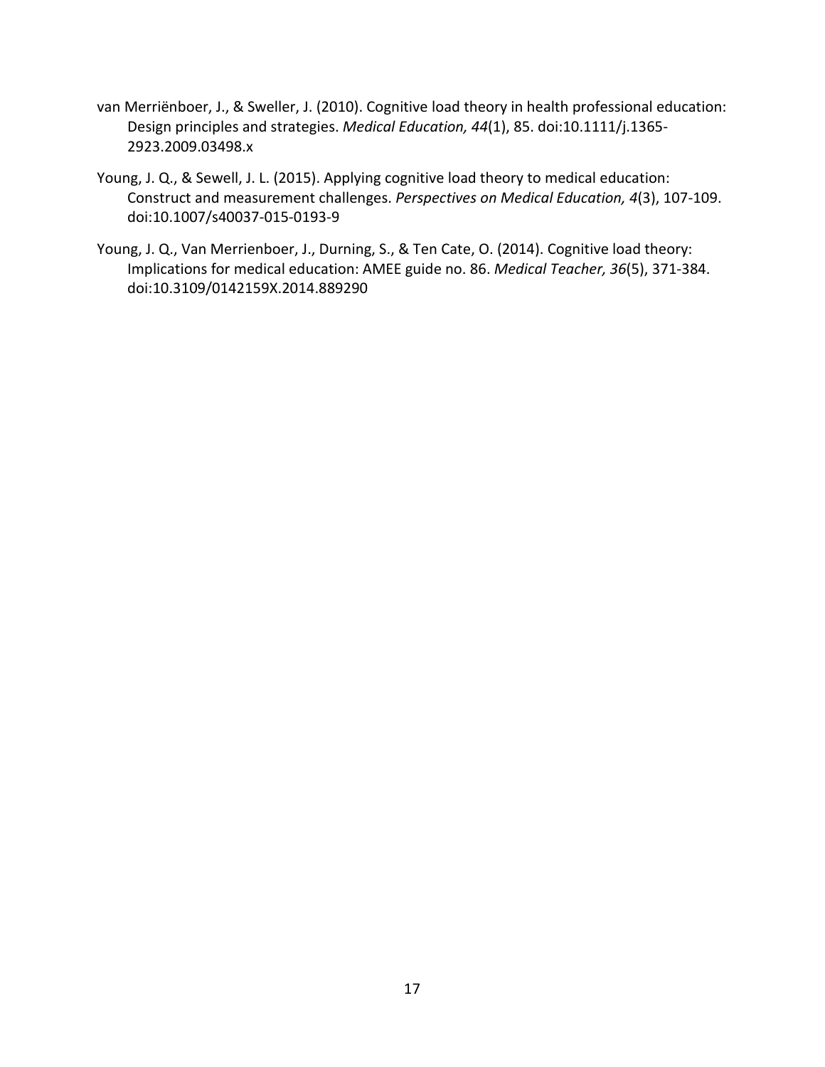van Merriënboer, J., & Sweller, J. (2010). Cognitive load theory in health professional education: Design principles and strategies. *Medical Education, 44*(1), 85. doi:10.1111/j.1365-2923.2009.03498.x

Young, J. Q., & Sewell, J. L. (2015). Applying cognitive load theory to medical education: Construct and measurement challenges. *Perspectives on Medical Education, 4*(3), 107-109. doi:10.1007/s40037-015-0193-9

Young, J. Q., Van Merrienboer, J., Durning, S., & Ten Cate, O. (2014). Cognitive load theory: Implications for medical education: AMEE guide no. 86. *Medical Teacher, 36*(5), 371-384. doi:10.3109/0142159X.2014.889290